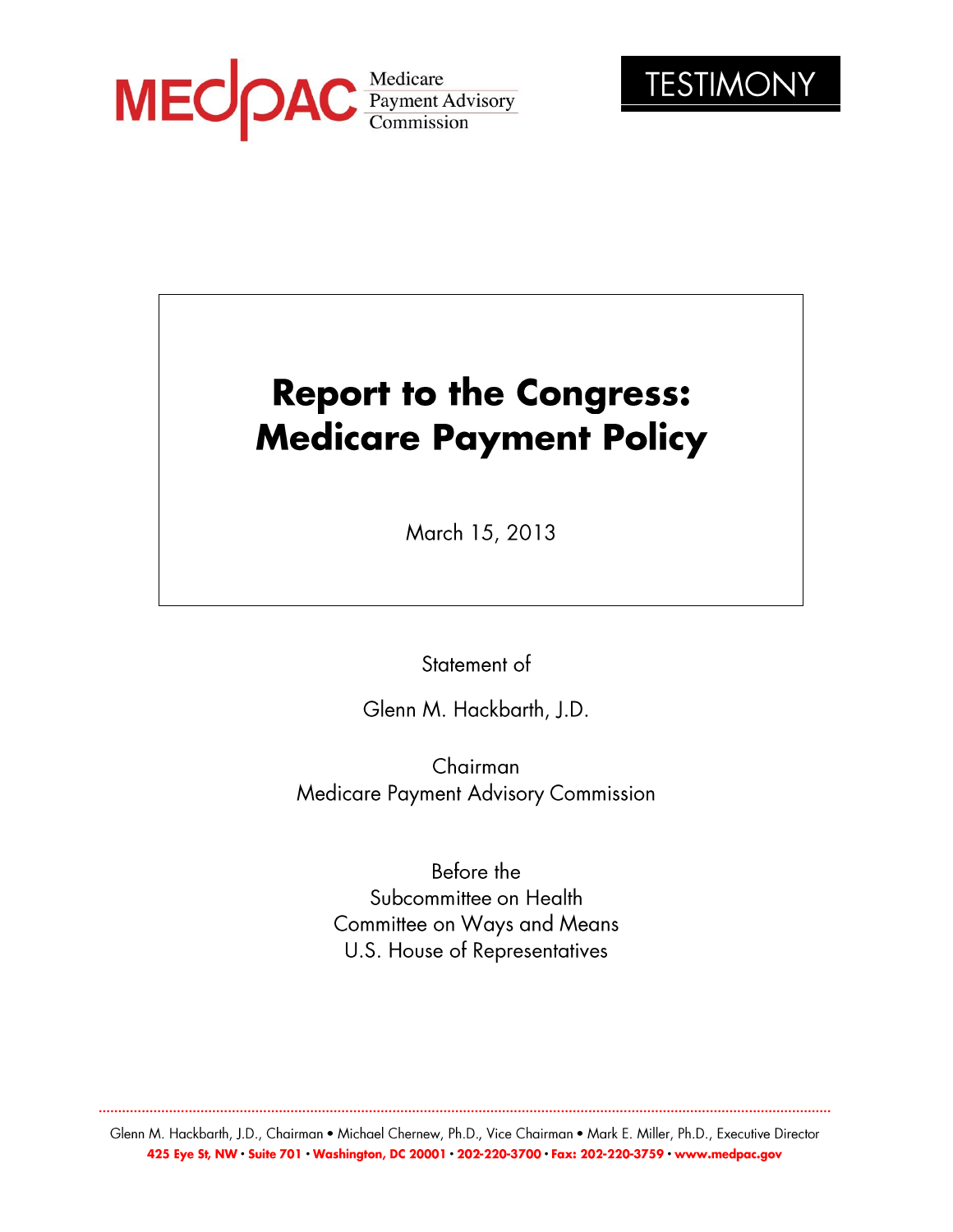MEDPAC Medicare Payment Advisory Commission

TESTIMONY

# Report to the Congress: Medicare Payment Policy

March 15, 2013

Statement of

Glenn M. Hackbarth, J.D.

Chairman
Medicare Payment Advisory Commission

Before the
Subcommittee on Health
Committee on Ways and Means
U.S. House of Representatives

Glenn M. Hackbarth, J.D., Chairman • Michael Chernew, Ph.D., Vice Chairman • Mark E. Miller, Ph.D., Executive Director
425 Eye St, NW • Suite 701 • Washington, DC 20001 • 202-220-3700 • Fax: 202-220-3759 • www.medpac.gov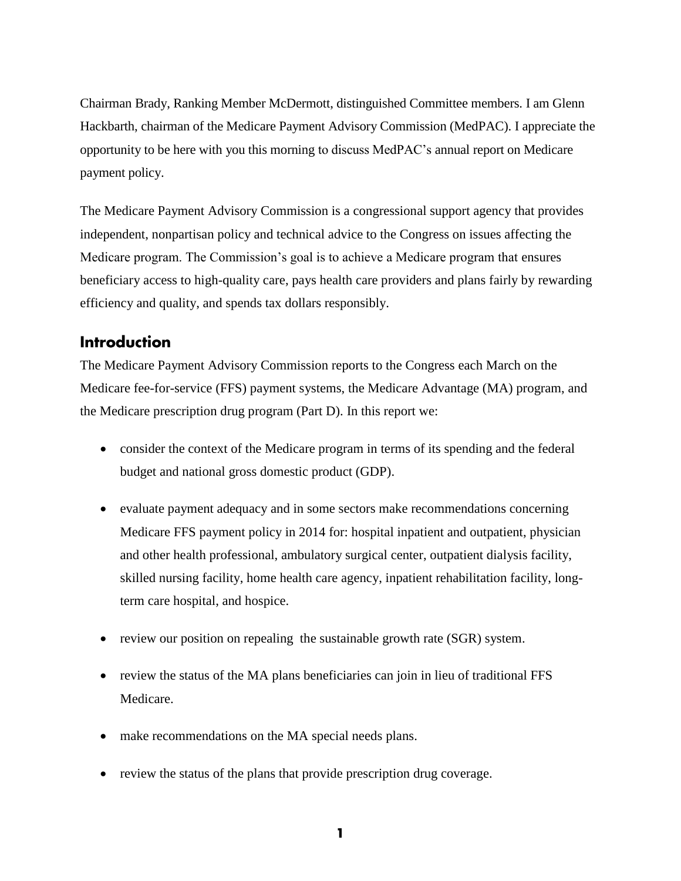Chairman Brady, Ranking Member McDermott, distinguished Committee members. I am Glenn Hackbarth, chairman of the Medicare Payment Advisory Commission (MedPAC). I appreciate the opportunity to be here with you this morning to discuss MedPAC's annual report on Medicare payment policy.

The Medicare Payment Advisory Commission is a congressional support agency that provides independent, nonpartisan policy and technical advice to the Congress on issues affecting the Medicare program. The Commission's goal is to achieve a Medicare program that ensures beneficiary access to high-quality care, pays health care providers and plans fairly by rewarding efficiency and quality, and spends tax dollars responsibly.

## Introduction

The Medicare Payment Advisory Commission reports to the Congress each March on the Medicare fee-for-service (FFS) payment systems, the Medicare Advantage (MA) program, and the Medicare prescription drug program (Part D). In this report we:

- consider the context of the Medicare program in terms of its spending and the federal budget and national gross domestic product (GDP).
- evaluate payment adequacy and in some sectors make recommendations concerning Medicare FFS payment policy in 2014 for: hospital inpatient and outpatient, physician and other health professional, ambulatory surgical center, outpatient dialysis facility, skilled nursing facility, home health care agency, inpatient rehabilitation facility, long-term care hospital, and hospice.
- review our position on repealing the sustainable growth rate (SGR) system.
- review the status of the MA plans beneficiaries can join in lieu of traditional FFS Medicare.
- make recommendations on the MA special needs plans.
- review the status of the plans that provide prescription drug coverage.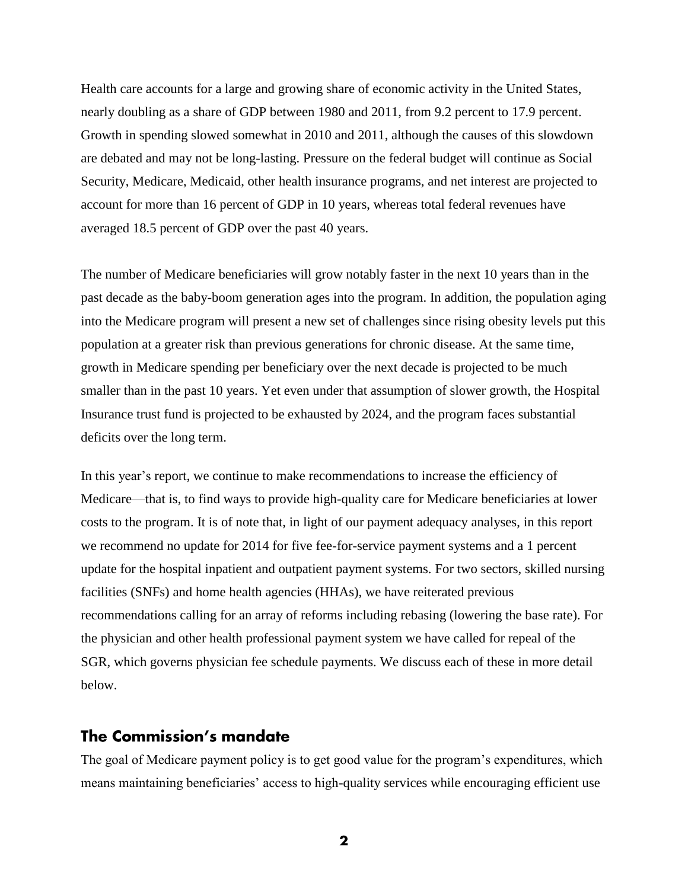Health care accounts for a large and growing share of economic activity in the United States, nearly doubling as a share of GDP between 1980 and 2011, from 9.2 percent to 17.9 percent. Growth in spending slowed somewhat in 2010 and 2011, although the causes of this slowdown are debated and may not be long-lasting. Pressure on the federal budget will continue as Social Security, Medicare, Medicaid, other health insurance programs, and net interest are projected to account for more than 16 percent of GDP in 10 years, whereas total federal revenues have averaged 18.5 percent of GDP over the past 40 years.

The number of Medicare beneficiaries will grow notably faster in the next 10 years than in the past decade as the baby-boom generation ages into the program. In addition, the population aging into the Medicare program will present a new set of challenges since rising obesity levels put this population at a greater risk than previous generations for chronic disease. At the same time, growth in Medicare spending per beneficiary over the next decade is projected to be much smaller than in the past 10 years. Yet even under that assumption of slower growth, the Hospital Insurance trust fund is projected to be exhausted by 2024, and the program faces substantial deficits over the long term.

In this year's report, we continue to make recommendations to increase the efficiency of Medicare—that is, to find ways to provide high-quality care for Medicare beneficiaries at lower costs to the program. It is of note that, in light of our payment adequacy analyses, in this report we recommend no update for 2014 for five fee-for-service payment systems and a 1 percent update for the hospital inpatient and outpatient payment systems. For two sectors, skilled nursing facilities (SNFs) and home health agencies (HHAs), we have reiterated previous recommendations calling for an array of reforms including rebasing (lowering the base rate). For the physician and other health professional payment system we have called for repeal of the SGR, which governs physician fee schedule payments. We discuss each of these in more detail below.

## The Commission's mandate

The goal of Medicare payment policy is to get good value for the program's expenditures, which means maintaining beneficiaries' access to high-quality services while encouraging efficient use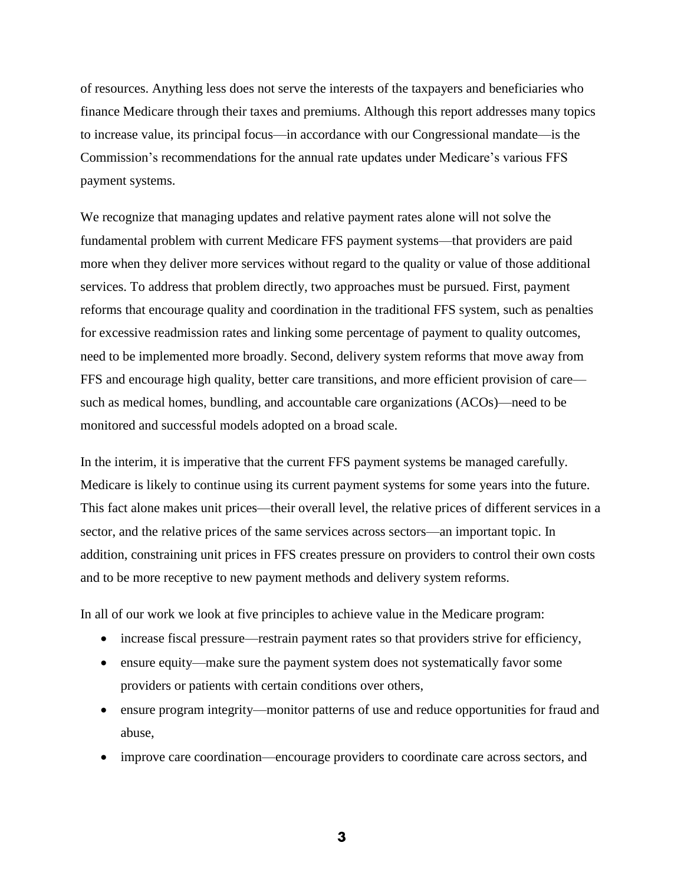of resources. Anything less does not serve the interests of the taxpayers and beneficiaries who finance Medicare through their taxes and premiums. Although this report addresses many topics to increase value, its principal focus—in accordance with our Congressional mandate—is the Commission's recommendations for the annual rate updates under Medicare's various FFS payment systems.

We recognize that managing updates and relative payment rates alone will not solve the fundamental problem with current Medicare FFS payment systems—that providers are paid more when they deliver more services without regard to the quality or value of those additional services. To address that problem directly, two approaches must be pursued. First, payment reforms that encourage quality and coordination in the traditional FFS system, such as penalties for excessive readmission rates and linking some percentage of payment to quality outcomes, need to be implemented more broadly. Second, delivery system reforms that move away from FFS and encourage high quality, better care transitions, and more efficient provision of care—such as medical homes, bundling, and accountable care organizations (ACOs)—need to be monitored and successful models adopted on a broad scale.

In the interim, it is imperative that the current FFS payment systems be managed carefully. Medicare is likely to continue using its current payment systems for some years into the future. This fact alone makes unit prices—their overall level, the relative prices of different services in a sector, and the relative prices of the same services across sectors—an important topic. In addition, constraining unit prices in FFS creates pressure on providers to control their own costs and to be more receptive to new payment methods and delivery system reforms.

In all of our work we look at five principles to achieve value in the Medicare program:

- increase fiscal pressure—restrain payment rates so that providers strive for efficiency,
- ensure equity—make sure the payment system does not systematically favor some providers or patients with certain conditions over others,
- ensure program integrity—monitor patterns of use and reduce opportunities for fraud and abuse,
- improve care coordination—encourage providers to coordinate care across sectors, and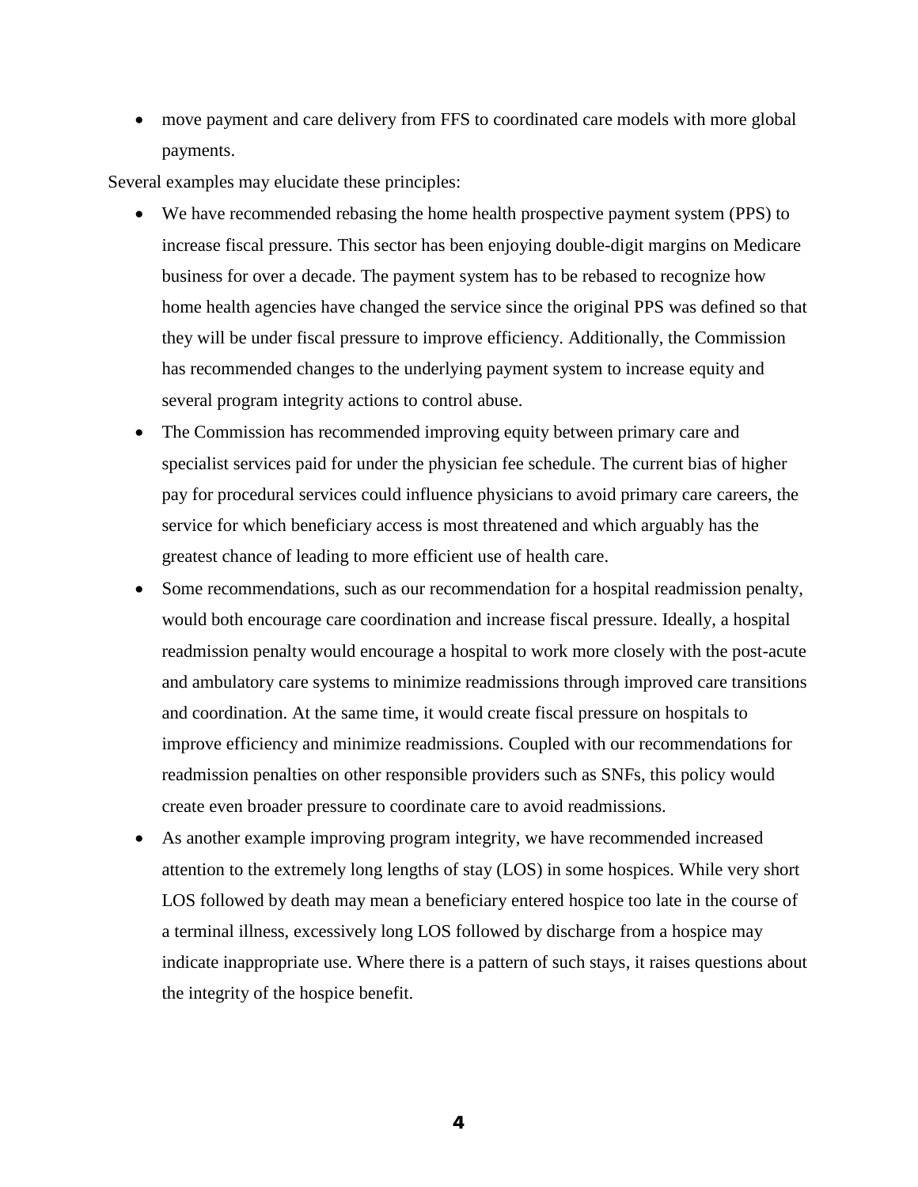- move payment and care delivery from FFS to coordinated care models with more global payments.

Several examples may elucidate these principles:

- We have recommended rebasing the home health prospective payment system (PPS) to increase fiscal pressure. This sector has been enjoying double-digit margins on Medicare business for over a decade. The payment system has to be rebased to recognize how home health agencies have changed the service since the original PPS was defined so that they will be under fiscal pressure to improve efficiency. Additionally, the Commission has recommended changes to the underlying payment system to increase equity and several program integrity actions to control abuse.
- The Commission has recommended improving equity between primary care and specialist services paid for under the physician fee schedule. The current bias of higher pay for procedural services could influence physicians to avoid primary care careers, the service for which beneficiary access is most threatened and which arguably has the greatest chance of leading to more efficient use of health care.
- Some recommendations, such as our recommendation for a hospital readmission penalty, would both encourage care coordination and increase fiscal pressure. Ideally, a hospital readmission penalty would encourage a hospital to work more closely with the post-acute and ambulatory care systems to minimize readmissions through improved care transitions and coordination. At the same time, it would create fiscal pressure on hospitals to improve efficiency and minimize readmissions. Coupled with our recommendations for readmission penalties on other responsible providers such as SNFs, this policy would create even broader pressure to coordinate care to avoid readmissions.
- As another example improving program integrity, we have recommended increased attention to the extremely long lengths of stay (LOS) in some hospices. While very short LOS followed by death may mean a beneficiary entered hospice too late in the course of a terminal illness, excessively long LOS followed by discharge from a hospice may indicate inappropriate use. Where there is a pattern of such stays, it raises questions about the integrity of the hospice benefit.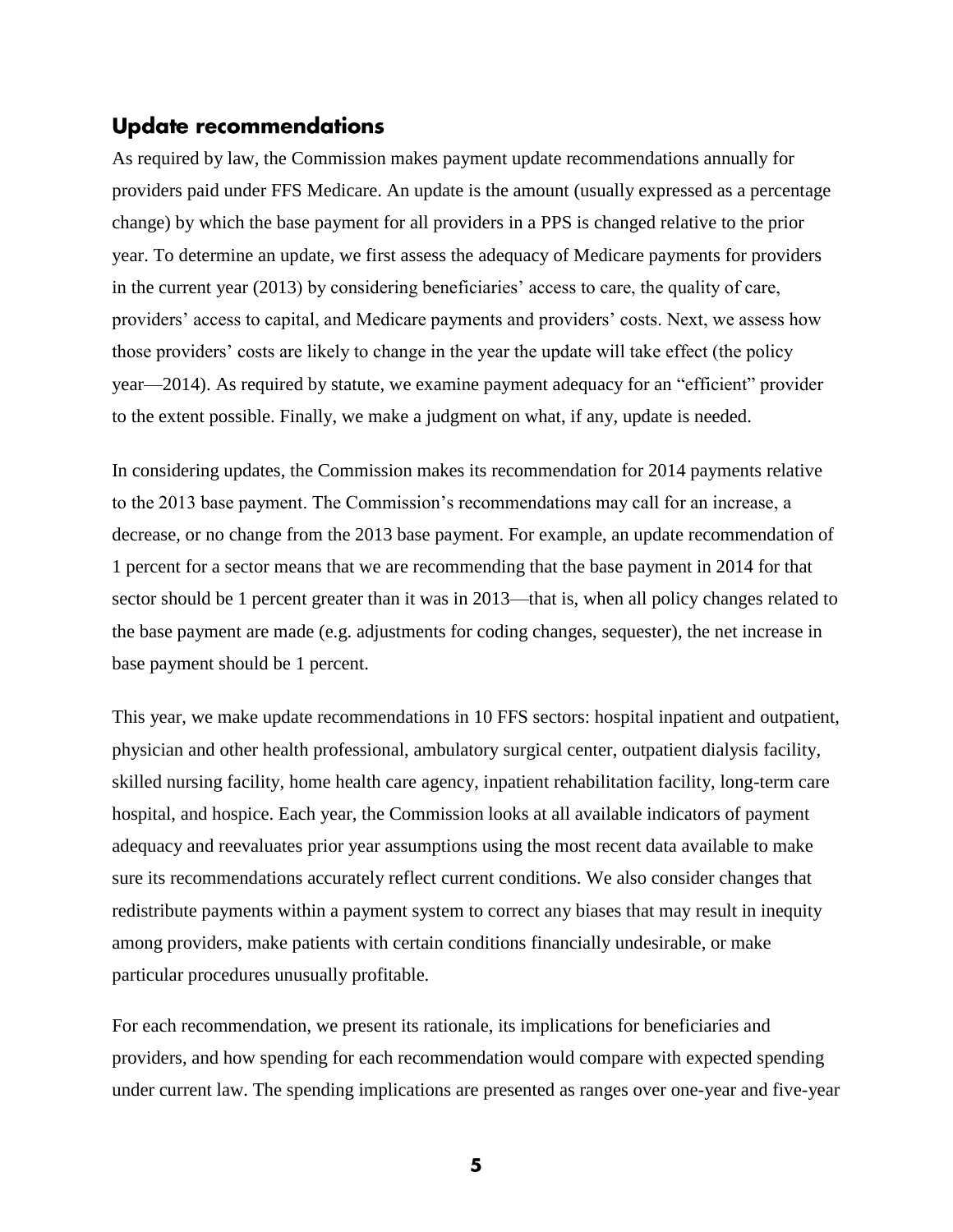## Update recommendations

As required by law, the Commission makes payment update recommendations annually for providers paid under FFS Medicare. An update is the amount (usually expressed as a percentage change) by which the base payment for all providers in a PPS is changed relative to the prior year. To determine an update, we first assess the adequacy of Medicare payments for providers in the current year (2013) by considering beneficiaries' access to care, the quality of care, providers' access to capital, and Medicare payments and providers' costs. Next, we assess how those providers' costs are likely to change in the year the update will take effect (the policy year—2014). As required by statute, we examine payment adequacy for an "efficient" provider to the extent possible. Finally, we make a judgment on what, if any, update is needed.

In considering updates, the Commission makes its recommendation for 2014 payments relative to the 2013 base payment. The Commission's recommendations may call for an increase, a decrease, or no change from the 2013 base payment. For example, an update recommendation of 1 percent for a sector means that we are recommending that the base payment in 2014 for that sector should be 1 percent greater than it was in 2013—that is, when all policy changes related to the base payment are made (e.g. adjustments for coding changes, sequester), the net increase in base payment should be 1 percent.

This year, we make update recommendations in 10 FFS sectors: hospital inpatient and outpatient, physician and other health professional, ambulatory surgical center, outpatient dialysis facility, skilled nursing facility, home health care agency, inpatient rehabilitation facility, long-term care hospital, and hospice. Each year, the Commission looks at all available indicators of payment adequacy and reevaluates prior year assumptions using the most recent data available to make sure its recommendations accurately reflect current conditions. We also consider changes that redistribute payments within a payment system to correct any biases that may result in inequity among providers, make patients with certain conditions financially undesirable, or make particular procedures unusually profitable.

For each recommendation, we present its rationale, its implications for beneficiaries and providers, and how spending for each recommendation would compare with expected spending under current law. The spending implications are presented as ranges over one-year and five-year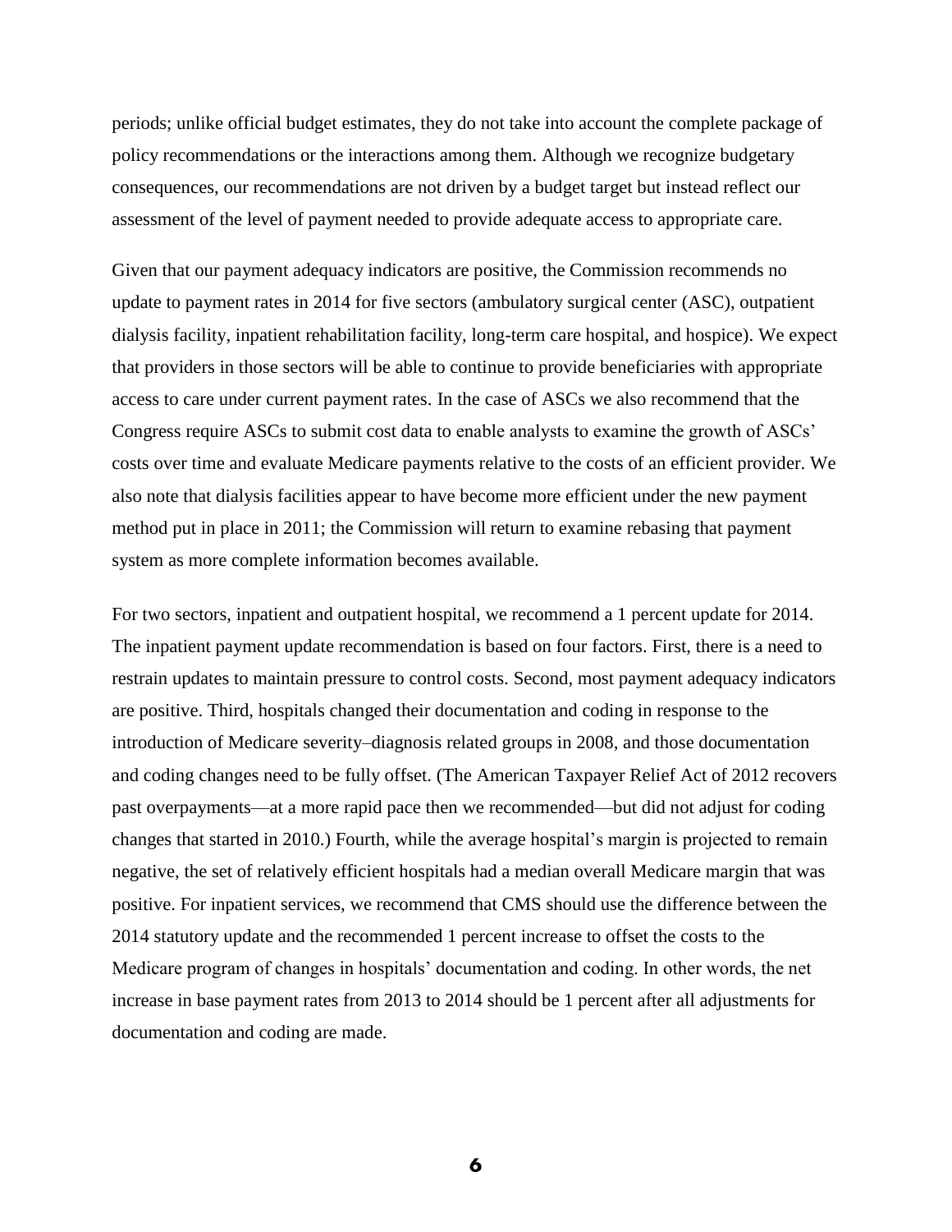periods; unlike official budget estimates, they do not take into account the complete package of policy recommendations or the interactions among them. Although we recognize budgetary consequences, our recommendations are not driven by a budget target but instead reflect our assessment of the level of payment needed to provide adequate access to appropriate care.

Given that our payment adequacy indicators are positive, the Commission recommends no update to payment rates in 2014 for five sectors (ambulatory surgical center (ASC), outpatient dialysis facility, inpatient rehabilitation facility, long-term care hospital, and hospice). We expect that providers in those sectors will be able to continue to provide beneficiaries with appropriate access to care under current payment rates. In the case of ASCs we also recommend that the Congress require ASCs to submit cost data to enable analysts to examine the growth of ASCs' costs over time and evaluate Medicare payments relative to the costs of an efficient provider. We also note that dialysis facilities appear to have become more efficient under the new payment method put in place in 2011; the Commission will return to examine rebasing that payment system as more complete information becomes available.

For two sectors, inpatient and outpatient hospital, we recommend a 1 percent update for 2014. The inpatient payment update recommendation is based on four factors. First, there is a need to restrain updates to maintain pressure to control costs. Second, most payment adequacy indicators are positive. Third, hospitals changed their documentation and coding in response to the introduction of Medicare severity–diagnosis related groups in 2008, and those documentation and coding changes need to be fully offset. (The American Taxpayer Relief Act of 2012 recovers past overpayments—at a more rapid pace then we recommended—but did not adjust for coding changes that started in 2010.) Fourth, while the average hospital's margin is projected to remain negative, the set of relatively efficient hospitals had a median overall Medicare margin that was positive. For inpatient services, we recommend that CMS should use the difference between the 2014 statutory update and the recommended 1 percent increase to offset the costs to the Medicare program of changes in hospitals' documentation and coding. In other words, the net increase in base payment rates from 2013 to 2014 should be 1 percent after all adjustments for documentation and coding are made.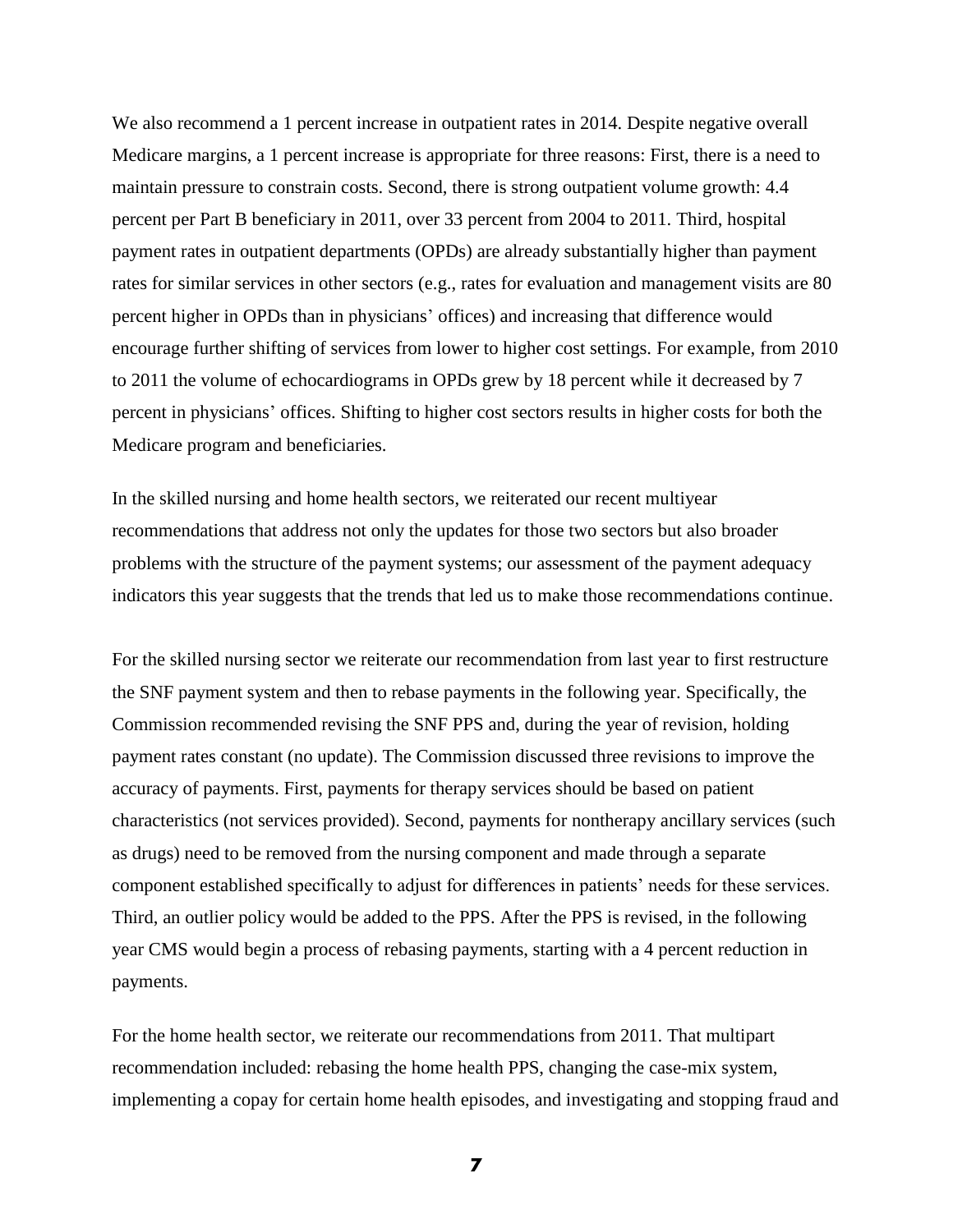We also recommend a 1 percent increase in outpatient rates in 2014. Despite negative overall Medicare margins, a 1 percent increase is appropriate for three reasons: First, there is a need to maintain pressure to constrain costs. Second, there is strong outpatient volume growth: 4.4 percent per Part B beneficiary in 2011, over 33 percent from 2004 to 2011. Third, hospital payment rates in outpatient departments (OPDs) are already substantially higher than payment rates for similar services in other sectors (e.g., rates for evaluation and management visits are 80 percent higher in OPDs than in physicians' offices) and increasing that difference would encourage further shifting of services from lower to higher cost settings. For example, from 2010 to 2011 the volume of echocardiograms in OPDs grew by 18 percent while it decreased by 7 percent in physicians' offices. Shifting to higher cost sectors results in higher costs for both the Medicare program and beneficiaries.

In the skilled nursing and home health sectors, we reiterated our recent multiyear recommendations that address not only the updates for those two sectors but also broader problems with the structure of the payment systems; our assessment of the payment adequacy indicators this year suggests that the trends that led us to make those recommendations continue.

For the skilled nursing sector we reiterate our recommendation from last year to first restructure the SNF payment system and then to rebase payments in the following year. Specifically, the Commission recommended revising the SNF PPS and, during the year of revision, holding payment rates constant (no update). The Commission discussed three revisions to improve the accuracy of payments. First, payments for therapy services should be based on patient characteristics (not services provided). Second, payments for nontherapy ancillary services (such as drugs) need to be removed from the nursing component and made through a separate component established specifically to adjust for differences in patients' needs for these services. Third, an outlier policy would be added to the PPS. After the PPS is revised, in the following year CMS would begin a process of rebasing payments, starting with a 4 percent reduction in payments.

For the home health sector, we reiterate our recommendations from 2011. That multipart recommendation included: rebasing the home health PPS, changing the case-mix system, implementing a copay for certain home health episodes, and investigating and stopping fraud and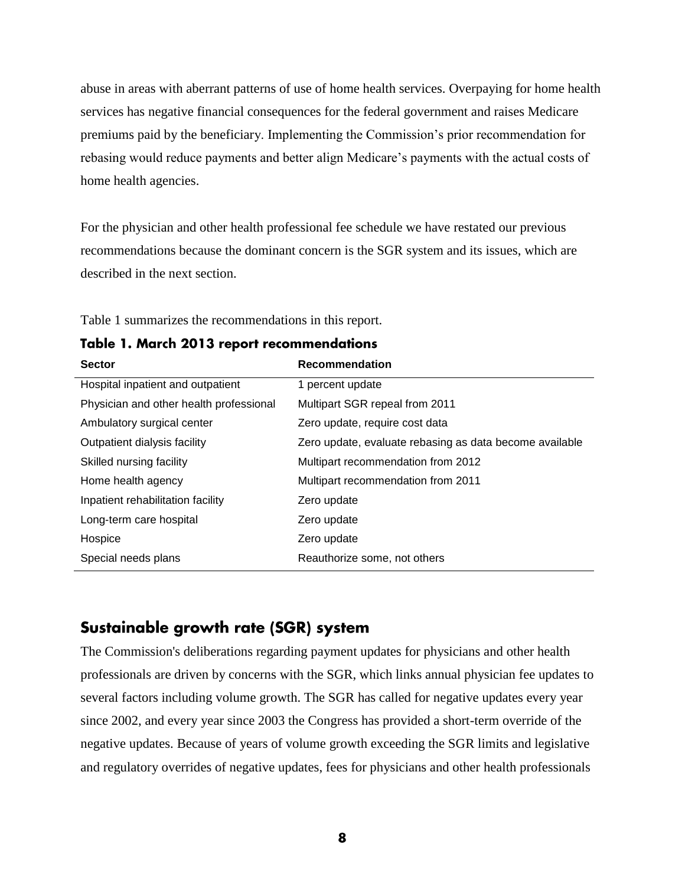abuse in areas with aberrant patterns of use of home health services. Overpaying for home health services has negative financial consequences for the federal government and raises Medicare premiums paid by the beneficiary. Implementing the Commission's prior recommendation for rebasing would reduce payments and better align Medicare's payments with the actual costs of home health agencies.

For the physician and other health professional fee schedule we have restated our previous recommendations because the dominant concern is the SGR system and its issues, which are described in the next section.

Table 1 summarizes the recommendations in this report.

**Table 1. March 2013 report recommendations**

| Sector | Recommendation |
|---|---|
| Hospital inpatient and outpatient | 1 percent update |
| Physician and other health professional | Multipart SGR repeal from 2011 |
| Ambulatory surgical center | Zero update, require cost data |
| Outpatient dialysis facility | Zero update, evaluate rebasing as data become available |
| Skilled nursing facility | Multipart recommendation from 2012 |
| Home health agency | Multipart recommendation from 2011 |
| Inpatient rehabilitation facility | Zero update |
| Long-term care hospital | Zero update |
| Hospice | Zero update |
| Special needs plans | Reauthorize some, not others |

## Sustainable growth rate (SGR) system

The Commission's deliberations regarding payment updates for physicians and other health professionals are driven by concerns with the SGR, which links annual physician fee updates to several factors including volume growth. The SGR has called for negative updates every year since 2002, and every year since 2003 the Congress has provided a short-term override of the negative updates. Because of years of volume growth exceeding the SGR limits and legislative and regulatory overrides of negative updates, fees for physicians and other health professionals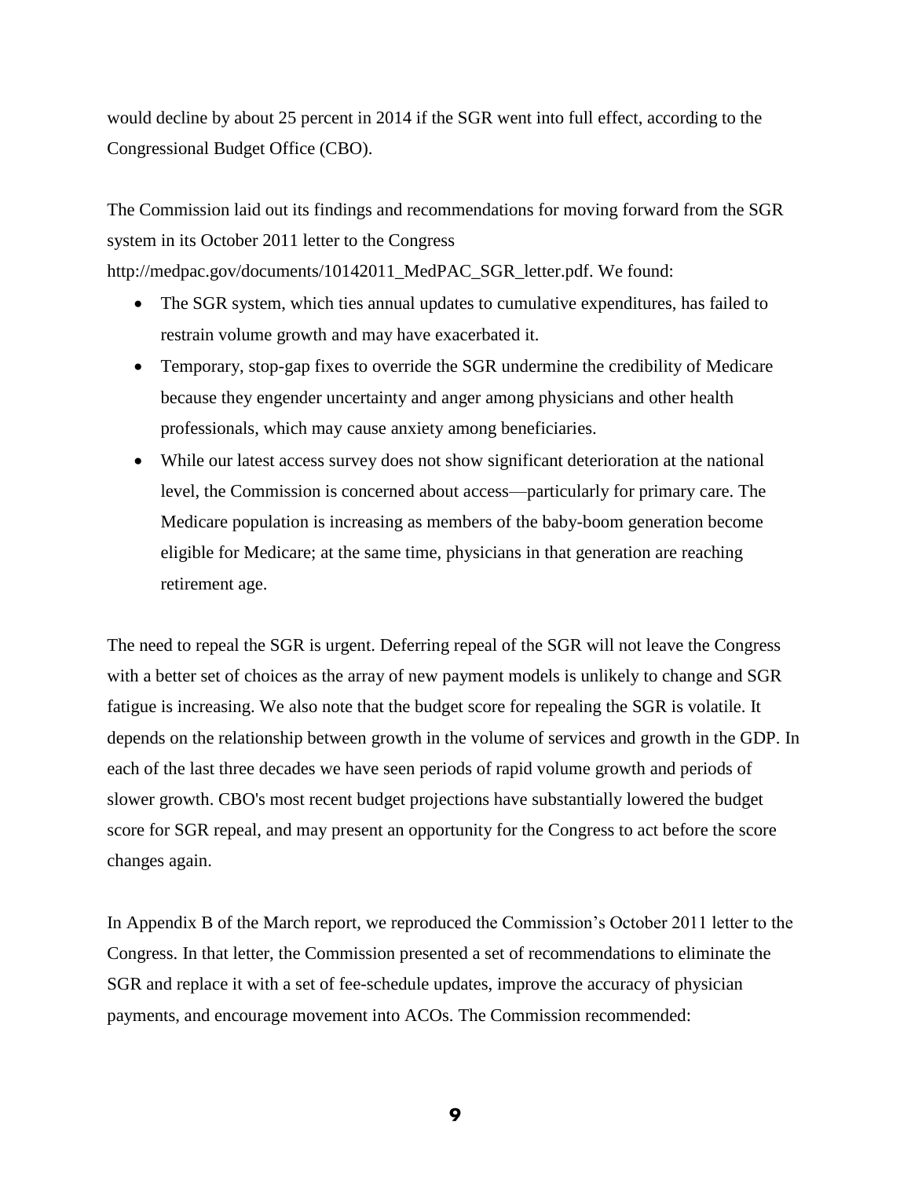would decline by about 25 percent in 2014 if the SGR went into full effect, according to the Congressional Budget Office (CBO).

The Commission laid out its findings and recommendations for moving forward from the SGR system in its October 2011 letter to the Congress http://medpac.gov/documents/10142011_MedPAC_SGR_letter.pdf. We found:

- The SGR system, which ties annual updates to cumulative expenditures, has failed to restrain volume growth and may have exacerbated it.
- Temporary, stop-gap fixes to override the SGR undermine the credibility of Medicare because they engender uncertainty and anger among physicians and other health professionals, which may cause anxiety among beneficiaries.
- While our latest access survey does not show significant deterioration at the national level, the Commission is concerned about access—particularly for primary care. The Medicare population is increasing as members of the baby-boom generation become eligible for Medicare; at the same time, physicians in that generation are reaching retirement age.

The need to repeal the SGR is urgent. Deferring repeal of the SGR will not leave the Congress with a better set of choices as the array of new payment models is unlikely to change and SGR fatigue is increasing. We also note that the budget score for repealing the SGR is volatile. It depends on the relationship between growth in the volume of services and growth in the GDP. In each of the last three decades we have seen periods of rapid volume growth and periods of slower growth. CBO's most recent budget projections have substantially lowered the budget score for SGR repeal, and may present an opportunity for the Congress to act before the score changes again.

In Appendix B of the March report, we reproduced the Commission's October 2011 letter to the Congress. In that letter, the Commission presented a set of recommendations to eliminate the SGR and replace it with a set of fee-schedule updates, improve the accuracy of physician payments, and encourage movement into ACOs. The Commission recommended: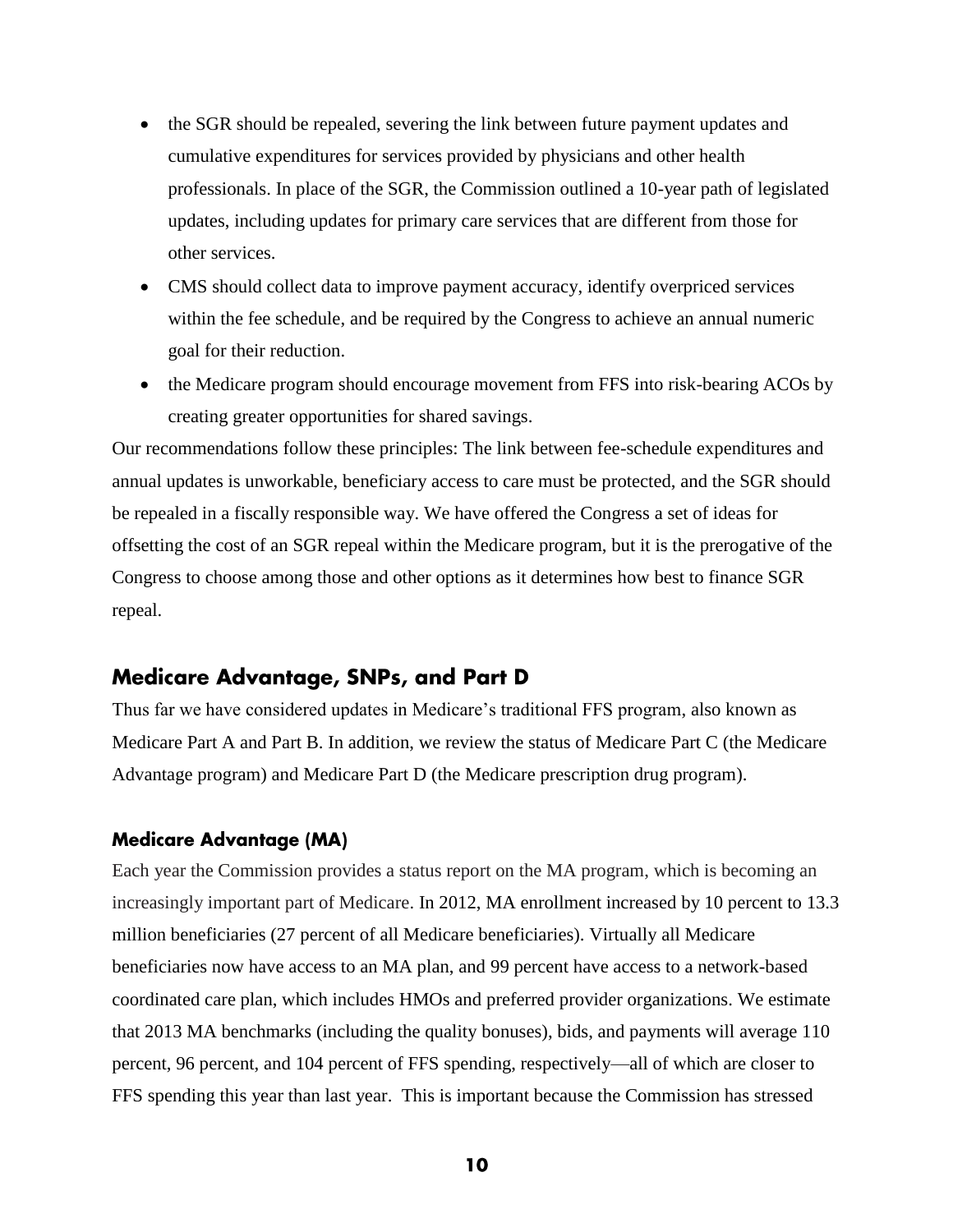- the SGR should be repealed, severing the link between future payment updates and cumulative expenditures for services provided by physicians and other health professionals. In place of the SGR, the Commission outlined a 10-year path of legislated updates, including updates for primary care services that are different from those for other services.
- CMS should collect data to improve payment accuracy, identify overpriced services within the fee schedule, and be required by the Congress to achieve an annual numeric goal for their reduction.
- the Medicare program should encourage movement from FFS into risk-bearing ACOs by creating greater opportunities for shared savings.

Our recommendations follow these principles: The link between fee-schedule expenditures and annual updates is unworkable, beneficiary access to care must be protected, and the SGR should be repealed in a fiscally responsible way. We have offered the Congress a set of ideas for offsetting the cost of an SGR repeal within the Medicare program, but it is the prerogative of the Congress to choose among those and other options as it determines how best to finance SGR repeal.

## Medicare Advantage, SNPs, and Part D

Thus far we have considered updates in Medicare's traditional FFS program, also known as Medicare Part A and Part B. In addition, we review the status of Medicare Part C (the Medicare Advantage program) and Medicare Part D (the Medicare prescription drug program).

### Medicare Advantage (MA)

Each year the Commission provides a status report on the MA program, which is becoming an increasingly important part of Medicare. In 2012, MA enrollment increased by 10 percent to 13.3 million beneficiaries (27 percent of all Medicare beneficiaries). Virtually all Medicare beneficiaries now have access to an MA plan, and 99 percent have access to a network-based coordinated care plan, which includes HMOs and preferred provider organizations. We estimate that 2013 MA benchmarks (including the quality bonuses), bids, and payments will average 110 percent, 96 percent, and 104 percent of FFS spending, respectively—all of which are closer to FFS spending this year than last year. This is important because the Commission has stressed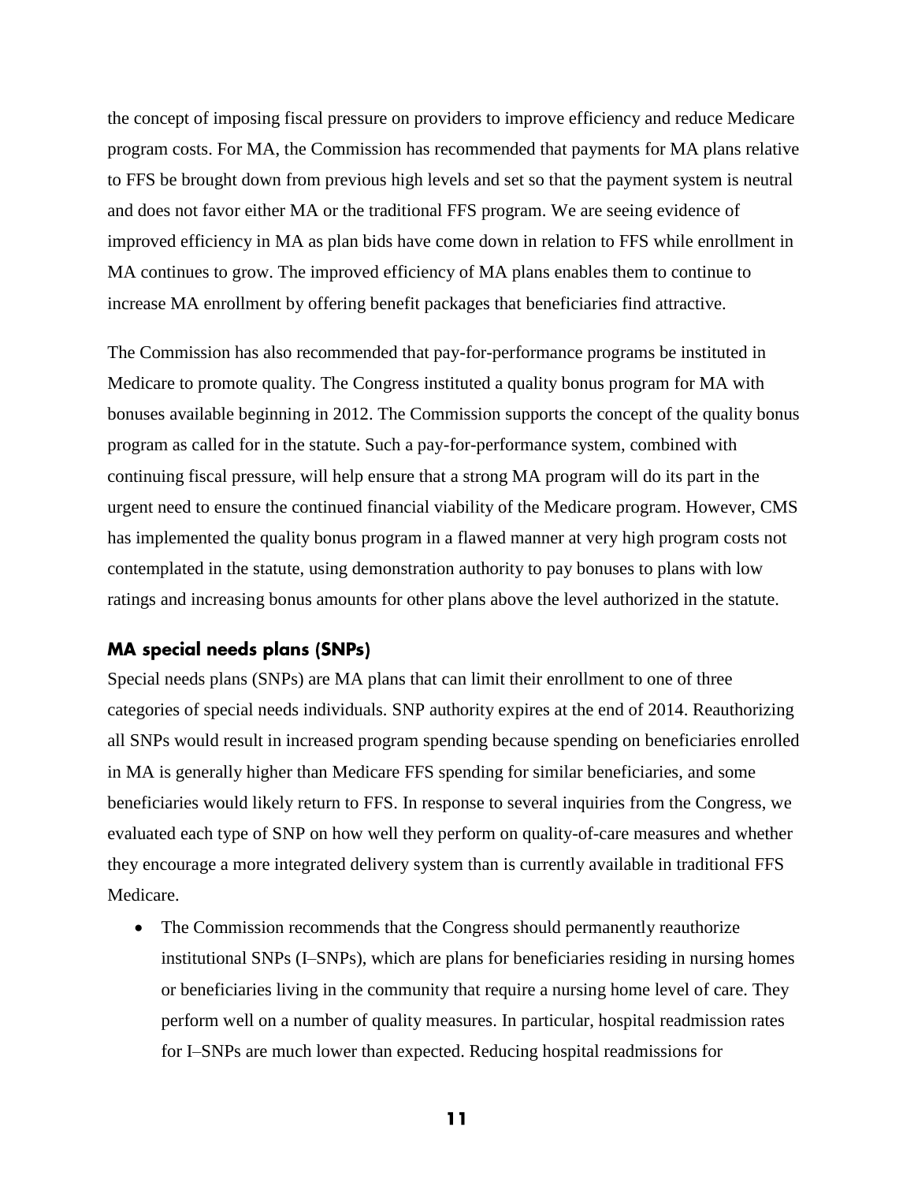the concept of imposing fiscal pressure on providers to improve efficiency and reduce Medicare program costs. For MA, the Commission has recommended that payments for MA plans relative to FFS be brought down from previous high levels and set so that the payment system is neutral and does not favor either MA or the traditional FFS program. We are seeing evidence of improved efficiency in MA as plan bids have come down in relation to FFS while enrollment in MA continues to grow. The improved efficiency of MA plans enables them to continue to increase MA enrollment by offering benefit packages that beneficiaries find attractive.

The Commission has also recommended that pay-for-performance programs be instituted in Medicare to promote quality. The Congress instituted a quality bonus program for MA with bonuses available beginning in 2012. The Commission supports the concept of the quality bonus program as called for in the statute. Such a pay-for-performance system, combined with continuing fiscal pressure, will help ensure that a strong MA program will do its part in the urgent need to ensure the continued financial viability of the Medicare program. However, CMS has implemented the quality bonus program in a flawed manner at very high program costs not contemplated in the statute, using demonstration authority to pay bonuses to plans with low ratings and increasing bonus amounts for other plans above the level authorized in the statute.

### MA special needs plans (SNPs)

Special needs plans (SNPs) are MA plans that can limit their enrollment to one of three categories of special needs individuals. SNP authority expires at the end of 2014. Reauthorizing all SNPs would result in increased program spending because spending on beneficiaries enrolled in MA is generally higher than Medicare FFS spending for similar beneficiaries, and some beneficiaries would likely return to FFS. In response to several inquiries from the Congress, we evaluated each type of SNP on how well they perform on quality-of-care measures and whether they encourage a more integrated delivery system than is currently available in traditional FFS Medicare.

- The Commission recommends that the Congress should permanently reauthorize institutional SNPs (I–SNPs), which are plans for beneficiaries residing in nursing homes or beneficiaries living in the community that require a nursing home level of care. They perform well on a number of quality measures. In particular, hospital readmission rates for I–SNPs are much lower than expected. Reducing hospital readmissions for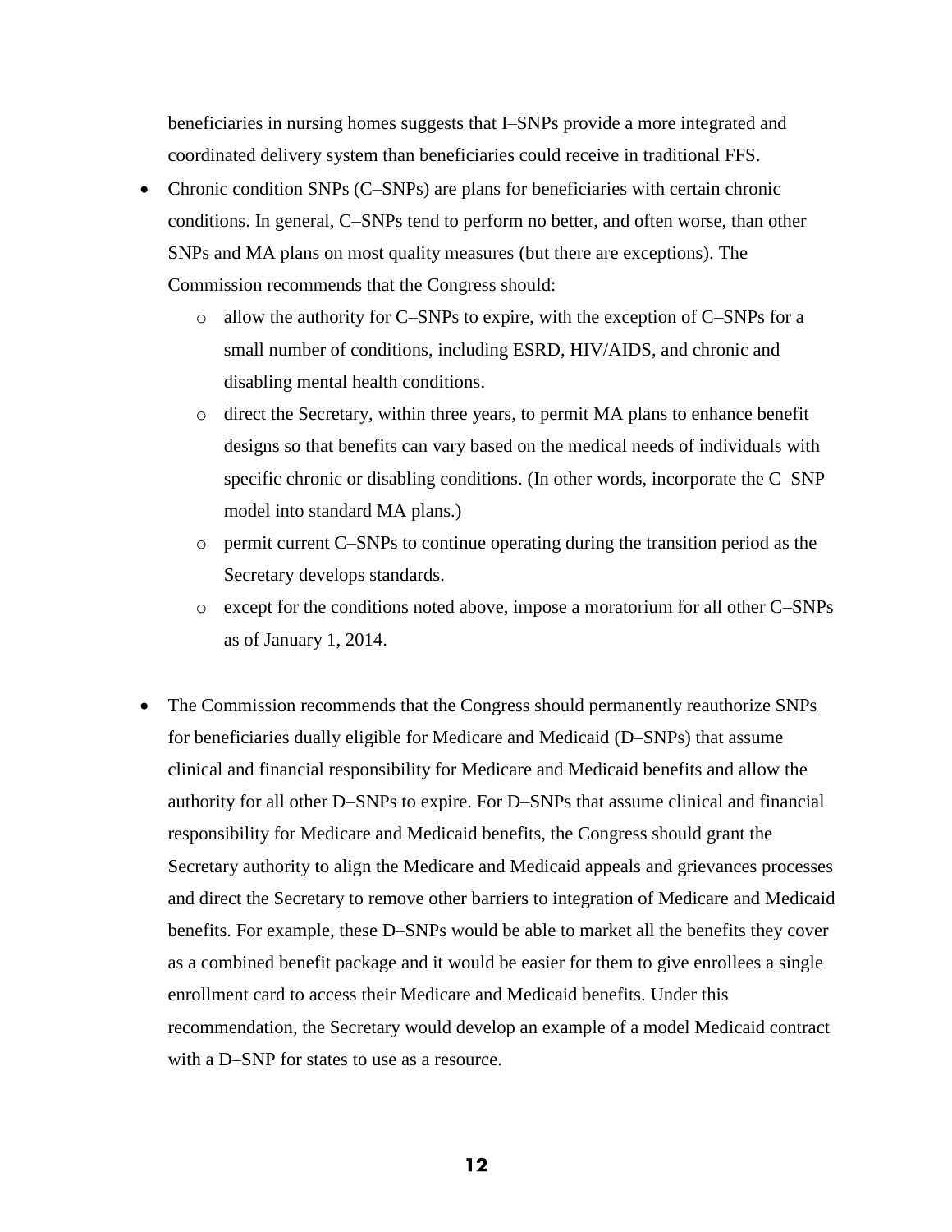beneficiaries in nursing homes suggests that I–SNPs provide a more integrated and coordinated delivery system than beneficiaries could receive in traditional FFS.

- Chronic condition SNPs (C–SNPs) are plans for beneficiaries with certain chronic conditions. In general, C–SNPs tend to perform no better, and often worse, than other SNPs and MA plans on most quality measures (but there are exceptions). The Commission recommends that the Congress should:
  - allow the authority for C–SNPs to expire, with the exception of C–SNPs for a small number of conditions, including ESRD, HIV/AIDS, and chronic and disabling mental health conditions.
  - direct the Secretary, within three years, to permit MA plans to enhance benefit designs so that benefits can vary based on the medical needs of individuals with specific chronic or disabling conditions. (In other words, incorporate the C–SNP model into standard MA plans.)
  - permit current C–SNPs to continue operating during the transition period as the Secretary develops standards.
  - except for the conditions noted above, impose a moratorium for all other C–SNPs as of January 1, 2014.

- The Commission recommends that the Congress should permanently reauthorize SNPs for beneficiaries dually eligible for Medicare and Medicaid (D–SNPs) that assume clinical and financial responsibility for Medicare and Medicaid benefits and allow the authority for all other D–SNPs to expire. For D–SNPs that assume clinical and financial responsibility for Medicare and Medicaid benefits, the Congress should grant the Secretary authority to align the Medicare and Medicaid appeals and grievances processes and direct the Secretary to remove other barriers to integration of Medicare and Medicaid benefits. For example, these D–SNPs would be able to market all the benefits they cover as a combined benefit package and it would be easier for them to give enrollees a single enrollment card to access their Medicare and Medicaid benefits. Under this recommendation, the Secretary would develop an example of a model Medicaid contract with a D–SNP for states to use as a resource.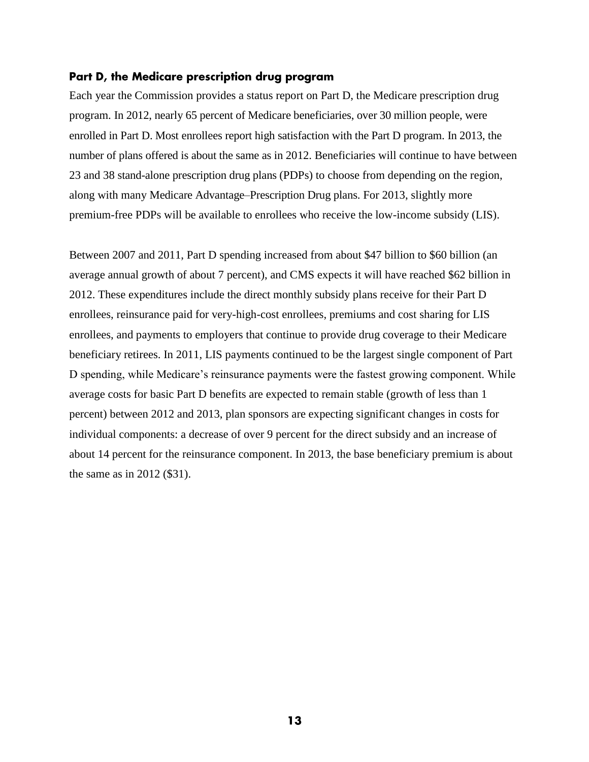### Part D, the Medicare prescription drug program

Each year the Commission provides a status report on Part D, the Medicare prescription drug program. In 2012, nearly 65 percent of Medicare beneficiaries, over 30 million people, were enrolled in Part D. Most enrollees report high satisfaction with the Part D program. In 2013, the number of plans offered is about the same as in 2012. Beneficiaries will continue to have between 23 and 38 stand-alone prescription drug plans (PDPs) to choose from depending on the region, along with many Medicare Advantage–Prescription Drug plans. For 2013, slightly more premium-free PDPs will be available to enrollees who receive the low-income subsidy (LIS).

Between 2007 and 2011, Part D spending increased from about $47 billion to $60 billion (an average annual growth of about 7 percent), and CMS expects it will have reached $62 billion in 2012. These expenditures include the direct monthly subsidy plans receive for their Part D enrollees, reinsurance paid for very-high-cost enrollees, premiums and cost sharing for LIS enrollees, and payments to employers that continue to provide drug coverage to their Medicare beneficiary retirees. In 2011, LIS payments continued to be the largest single component of Part D spending, while Medicare's reinsurance payments were the fastest growing component. While average costs for basic Part D benefits are expected to remain stable (growth of less than 1 percent) between 2012 and 2013, plan sponsors are expecting significant changes in costs for individual components: a decrease of over 9 percent for the direct subsidy and an increase of about 14 percent for the reinsurance component. In 2013, the base beneficiary premium is about the same as in 2012 ($31).